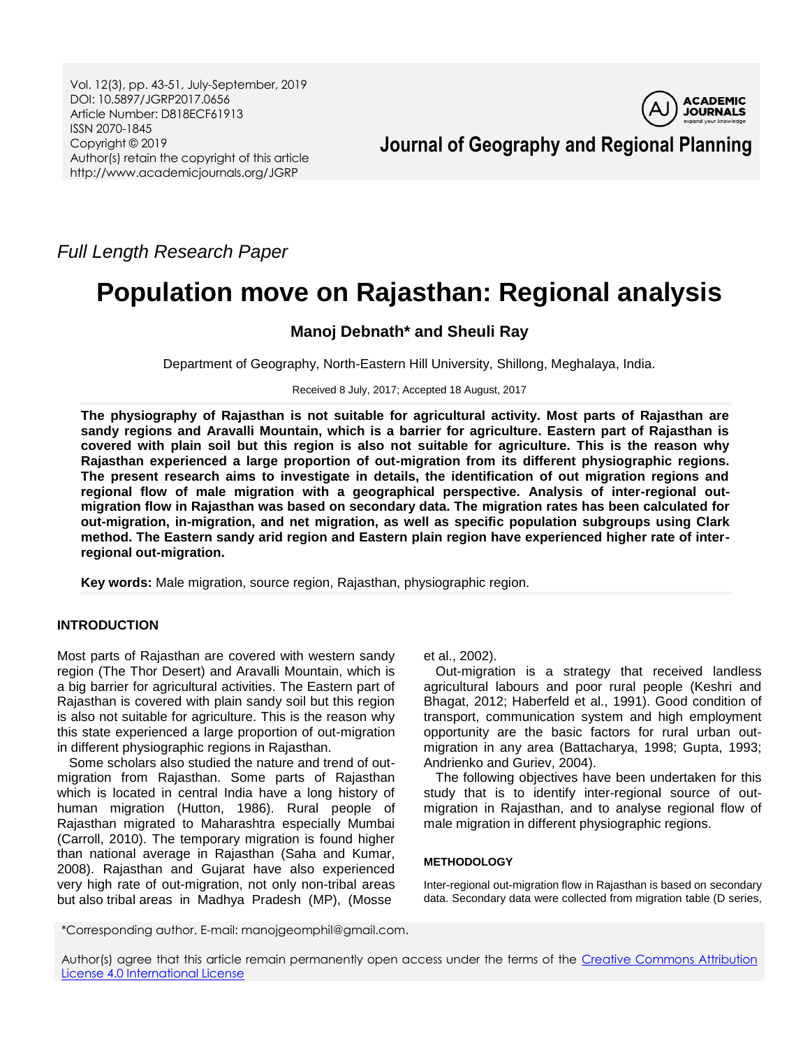Full Length Research Paper

# Population move on Rajasthan: Regional analysis

**Manoj Debnath* and Sheuli Ray**

Department of Geography, North-Eastern Hill University, Shillong, Meghalaya, India.

Received 8 July, 2017; Accepted 18 August, 2017

**The physiography of Rajasthan is not suitable for agricultural activity. Most parts of Rajasthan are sandy regions and Aravalli Mountain, which is a barrier for agriculture. Eastern part of Rajasthan is covered with plain soil but this region is also not suitable for agriculture. This is the reason why Rajasthan experienced a large proportion of out-migration from its different physiographic regions. The present research aims to investigate in details, the identification of out migration regions and regional flow of male migration with a geographical perspective. Analysis of inter-regional out-migration flow in Rajasthan was based on secondary data. The migration rates has been calculated for out-migration, in-migration, and net migration, as well as specific population subgroups using Clark method. The Eastern sandy arid region and Eastern plain region have experienced higher rate of inter-regional out-migration.**

**Key words:** Male migration, source region, Rajasthan, physiographic region.

## INTRODUCTION

Most parts of Rajasthan are covered with western sandy region (The Thor Desert) and Aravalli Mountain, which is a big barrier for agricultural activities. The Eastern part of Rajasthan is covered with plain sandy soil but this region is also not suitable for agriculture. This is the reason why this state experienced a large proportion of out-migration in different physiographic regions in Rajasthan.

Some scholars also studied the nature and trend of out-migration from Rajasthan. Some parts of Rajasthan which is located in central India have a long history of human migration (Hutton, 1986). Rural people of Rajasthan migrated to Maharashtra especially Mumbai (Carroll, 2010). The temporary migration is found higher than national average in Rajasthan (Saha and Kumar, 2008). Rajasthan and Gujarat have also experienced very high rate of out-migration, not only non-tribal areas but also tribal areas in Madhya Pradesh (MP), (Mosse et al., 2002).

Out-migration is a strategy that received landless agricultural labours and poor rural people (Keshri and Bhagat, 2012; Haberfeld et al., 1991). Good condition of transport, communication system and high employment opportunity are the basic factors for rural urban out-migration in any area (Battacharya, 1998; Gupta, 1993; Andrienko and Guriev, 2004).

The following objectives have been undertaken for this study that is to identify inter-regional source of out-migration in Rajasthan, and to analyse regional flow of male migration in different physiographic regions.

## METHODOLOGY

Inter-regional out-migration flow in Rajasthan is based on secondary data. Secondary data were collected from migration table (D series,

*Corresponding author. E-mail: manojgeomphil@gmail.com.

Author(s) agree that this article remain permanently open access under the terms of the Creative Commons Attribution License 4.0 International License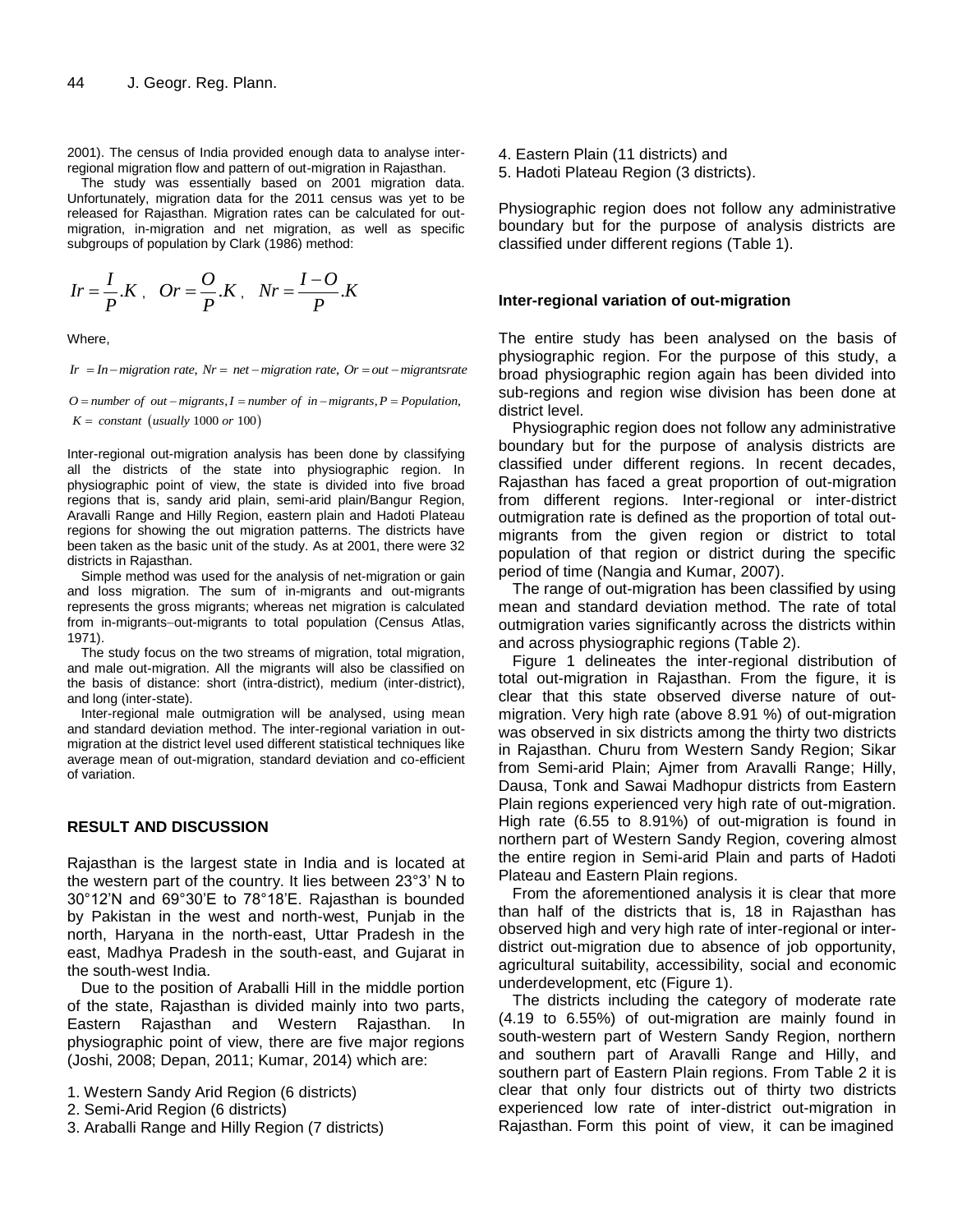2001). The census of India provided enough data to analyse inter-regional migration flow and pattern of out-migration in Rajasthan.

The study was essentially based on 2001 migration data. Unfortunately, migration data for the 2011 census was yet to be released for Rajasthan. Migration rates can be calculated for out-migration, in-migration and net migration, as well as specific subgroups of population by Clark (1986) method:

$$Ir = \frac{I}{P}.K\ ,\quad Or = \frac{O}{P}.K\ ,\quad Nr = \frac{I-O}{P}.K$$

Where,

$Ir = In-migration\ rate,\ Nr = net-migration\ rate,\ Or = out-migrants rate$

$O = number\ of\ out-migrants, I = number\ of\ in-migrants, P = Population,$
$K = constant\ (usually\ 1000\ or\ 100)$

Inter-regional out-migration analysis has been done by classifying all the districts of the state into physiographic region. In physiographic point of view, the state is divided into five broad regions that is, sandy arid plain, semi-arid plain/Bangur Region, Aravalli Range and Hilly Region, eastern plain and Hadoti Plateau regions for showing the out migration patterns. The districts have been taken as the basic unit of the study. As at 2001, there were 32 districts in Rajasthan.

Simple method was used for the analysis of net-migration or gain and loss migration. The sum of in-migrants and out-migrants represents the gross migrants; whereas net migration is calculated from in-migrants–out-migrants to total population (Census Atlas, 1971).

The study focus on the two streams of migration, total migration, and male out-migration. All the migrants will also be classified on the basis of distance: short (intra-district), medium (inter-district), and long (inter-state).

Inter-regional male outmigration will be analysed, using mean and standard deviation method. The inter-regional variation in out-migration at the district level used different statistical techniques like average mean of out-migration, standard deviation and co-efficient of variation.

## RESULT AND DISCUSSION

Rajasthan is the largest state in India and is located at the western part of the country. It lies between 23°3' N to 30°12'N and 69°30'E to 78°18'E. Rajasthan is bounded by Pakistan in the west and north-west, Punjab in the north, Haryana in the north-east, Uttar Pradesh in the east, Madhya Pradesh in the south-east, and Gujarat in the south-west India.

Due to the position of Araballi Hill in the middle portion of the state, Rajasthan is divided mainly into two parts, Eastern Rajasthan and Western Rajasthan. In physiographic point of view, there are five major regions (Joshi, 2008; Depan, 2011; Kumar, 2014) which are:

1. Western Sandy Arid Region (6 districts)
2. Semi-Arid Region (6 districts)
3. Araballi Range and Hilly Region (7 districts)
4. Eastern Plain (11 districts) and
5. Hadoti Plateau Region (3 districts).

Physiographic region does not follow any administrative boundary but for the purpose of analysis districts are classified under different regions (Table 1).

### Inter-regional variation of out-migration

The entire study has been analysed on the basis of physiographic region. For the purpose of this study, a broad physiographic region again has been divided into sub-regions and region wise division has been done at district level.

Physiographic region does not follow any administrative boundary but for the purpose of analysis districts are classified under different regions. In recent decades, Rajasthan has faced a great proportion of out-migration from different regions. Inter-regional or inter-district outmigration rate is defined as the proportion of total out-migrants from the given region or district to total population of that region or district during the specific period of time (Nangia and Kumar, 2007).

The range of out-migration has been classified by using mean and standard deviation method. The rate of total outmigration varies significantly across the districts within and across physiographic regions (Table 2).

Figure 1 delineates the inter-regional distribution of total out-migration in Rajasthan. From the figure, it is clear that this state observed diverse nature of out-migration. Very high rate (above 8.91 %) of out-migration was observed in six districts among the thirty two districts in Rajasthan. Churu from Western Sandy Region; Sikar from Semi-arid Plain; Ajmer from Aravalli Range; Hilly, Dausa, Tonk and Sawai Madhopur districts from Eastern Plain regions experienced very high rate of out-migration. High rate (6.55 to 8.91%) of out-migration is found in northern part of Western Sandy Region, covering almost the entire region in Semi-arid Plain and parts of Hadoti Plateau and Eastern Plain regions.

From the aforementioned analysis it is clear that more than half of the districts that is, 18 in Rajasthan has observed high and very high rate of inter-regional or inter-district out-migration due to absence of job opportunity, agricultural suitability, accessibility, social and economic underdevelopment, etc (Figure 1).

The districts including the category of moderate rate (4.19 to 6.55%) of out-migration are mainly found in south-western part of Western Sandy Region, northern and southern part of Aravalli Range and Hilly, and southern part of Eastern Plain regions. From Table 2 it is clear that only four districts out of thirty two districts experienced low rate of inter-district out-migration in Rajasthan. Form this point of view, it can be imagined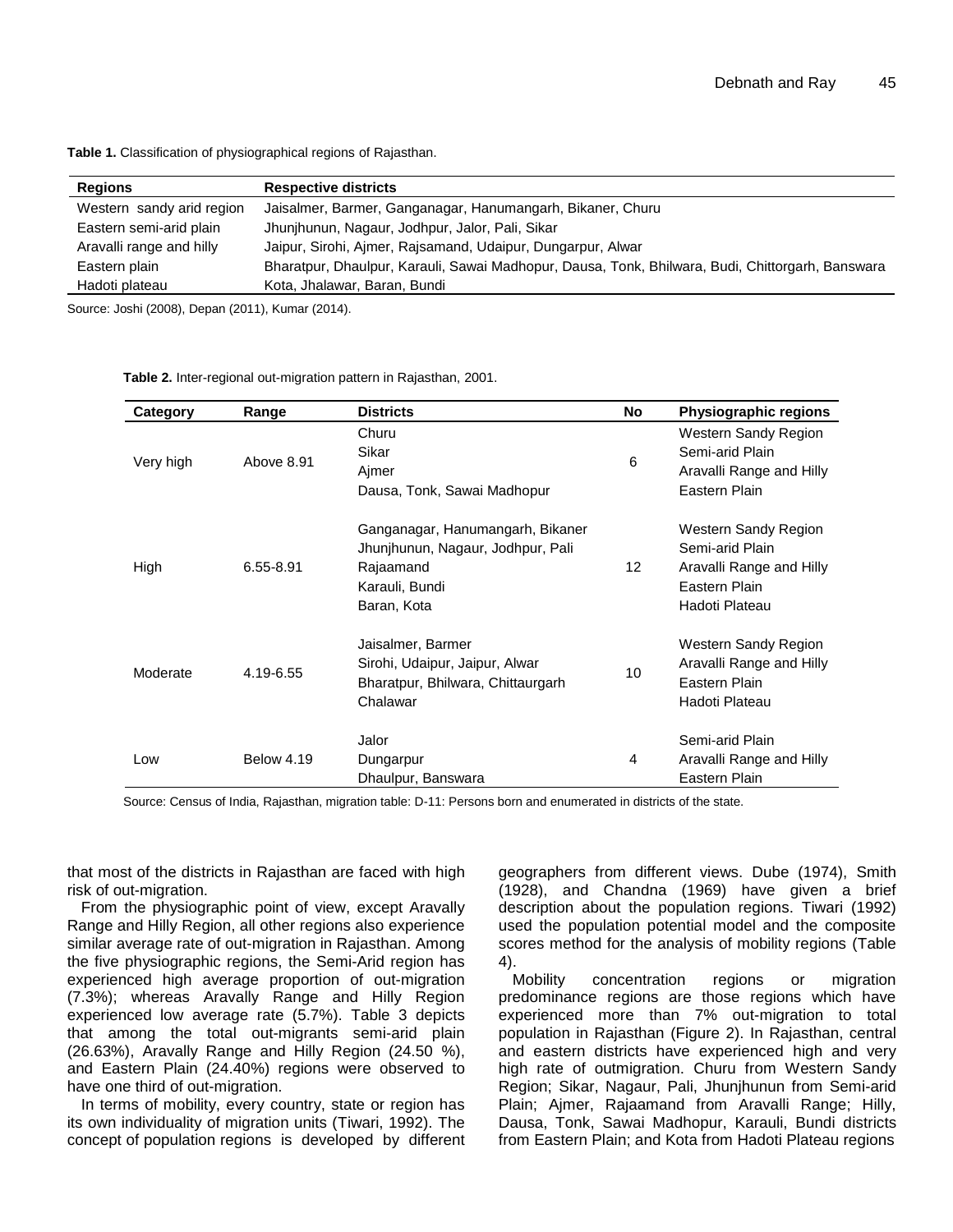**Table 1.** Classification of physiographical regions of Rajasthan.

| Regions | Respective districts |
|---|---|
| Western sandy arid region | Jaisalmer, Barmer, Ganganagar, Hanumangarh, Bikaner, Churu |
| Eastern semi-arid plain | Jhunjhunun, Nagaur, Jodhpur, Jalor, Pali, Sikar |
| Aravalli range and hilly | Jaipur, Sirohi, Ajmer, Rajsamand, Udaipur, Dungarpur, Alwar |
| Eastern plain | Bharatpur, Dhaulpur, Karauli, Sawai Madhopur, Dausa, Tonk, Bhilwara, Budi, Chittorgarh, Banswara |
| Hadoti plateau | Kota, Jhalawar, Baran, Bundi |

Source: Joshi (2008), Depan (2011), Kumar (2014).

**Table 2.** Inter-regional out-migration pattern in Rajasthan, 2001.

| Category | Range | Districts | No | Physiographic regions |
|---|---|---|---|---|
| Very high | Above 8.91 | Churu<br>Sikar<br>Ajmer<br>Dausa, Tonk, Sawai Madhopur | 6 | Western Sandy Region<br>Semi-arid Plain<br>Aravalli Range and Hilly<br>Eastern Plain |
| High | 6.55-8.91 | Ganganagar, Hanumangarh, Bikaner<br>Jhunjhunun, Nagaur, Jodhpur, Pali<br>Rajaamand<br>Karauli, Bundi<br>Baran, Kota | 12 | Western Sandy Region<br>Semi-arid Plain<br>Aravalli Range and Hilly<br>Eastern Plain<br>Hadoti Plateau |
| Moderate | 4.19-6.55 | Jaisalmer, Barmer<br>Sirohi, Udaipur, Jaipur, Alwar<br>Bharatpur, Bhilwara, Chittaurgarh<br>Chalawar | 10 | Western Sandy Region<br>Aravalli Range and Hilly<br>Eastern Plain<br>Hadoti Plateau |
| Low | Below 4.19 | Jalor<br>Dungarpur<br>Dhaulpur, Banswara | 4 | Semi-arid Plain<br>Aravalli Range and Hilly<br>Eastern Plain |

Source: Census of India, Rajasthan, migration table: D-11: Persons born and enumerated in districts of the state.

that most of the districts in Rajasthan are faced with high risk of out-migration.

From the physiographic point of view, except Aravally Range and Hilly Region, all other regions also experience similar average rate of out-migration in Rajasthan. Among the five physiographic regions, the Semi-Arid region has experienced high average proportion of out-migration (7.3%); whereas Aravally Range and Hilly Region experienced low average rate (5.7%). Table 3 depicts that among the total out-migrants semi-arid plain (26.63%), Aravally Range and Hilly Region (24.50 %), and Eastern Plain (24.40%) regions were observed to have one third of out-migration.

In terms of mobility, every country, state or region has its own individuality of migration units (Tiwari, 1992). The concept of population regions is developed by different geographers from different views. Dube (1974), Smith (1928), and Chandna (1969) have given a brief description about the population regions. Tiwari (1992) used the population potential model and the composite scores method for the analysis of mobility regions (Table 4).

Mobility concentration regions or migration predominance regions are those regions which have experienced more than 7% out-migration to total population in Rajasthan (Figure 2). In Rajasthan, central and eastern districts have experienced high and very high rate of outmigration. Churu from Western Sandy Region; Sikar, Nagaur, Pali, Jhunjhunun from Semi-arid Plain; Ajmer, Rajaamand from Aravalli Range; Hilly, Dausa, Tonk, Sawai Madhopur, Karauli, Bundi districts from Eastern Plain; and Kota from Hadoti Plateau regions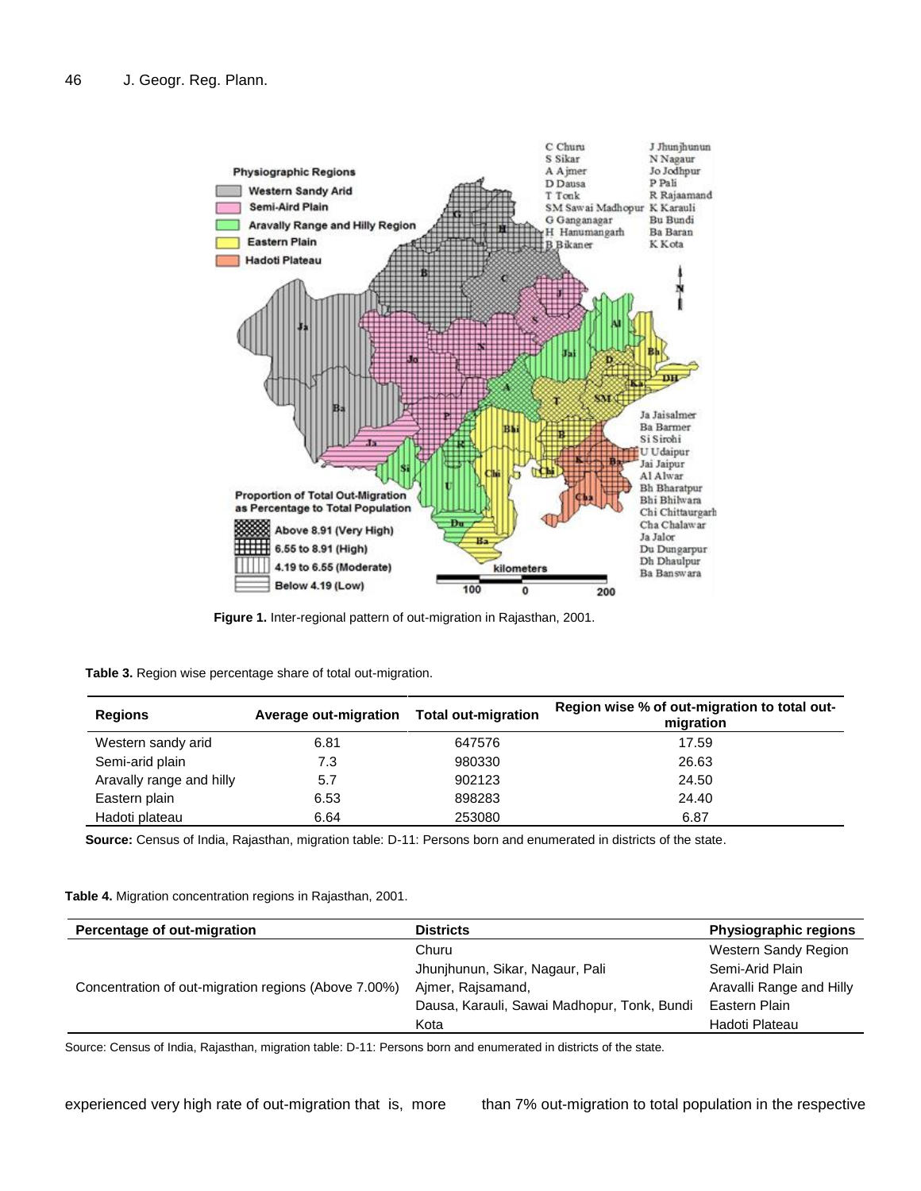**Figure 1.** Inter-regional pattern of out-migration in Rajasthan, 2001.

**Table 3.** Region wise percentage share of total out-migration.

| Regions | Average out-migration | Total out-migration | Region wise % of out-migration to total out-migration |
|---|---|---|---|
| Western sandy arid | 6.81 | 647576 | 17.59 |
| Semi-arid plain | 7.3 | 980330 | 26.63 |
| Aravally range and hilly | 5.7 | 902123 | 24.50 |
| Eastern plain | 6.53 | 898283 | 24.40 |
| Hadoti plateau | 6.64 | 253080 | 6.87 |

**Source:** Census of India, Rajasthan, migration table: D-11: Persons born and enumerated in districts of the state.

**Table 4.** Migration concentration regions in Rajasthan, 2001.

| Percentage of out-migration | Districts | Physiographic regions |
|---|---|---|
| Concentration of out-migration regions (Above 7.00%) | Churu | Western Sandy Region |
| | Jhunjhunun, Sikar, Nagaur, Pali | Semi-Arid Plain |
| | Ajmer, Rajsamand, | Aravalli Range and Hilly |
| | Dausa, Karauli, Sawai Madhopur, Tonk, Bundi | Eastern Plain |
| | Kota | Hadoti Plateau |

Source: Census of India, Rajasthan, migration table: D-11: Persons born and enumerated in districts of the state.

experienced very high rate of out-migration that is, more than 7% out-migration to total population in the respective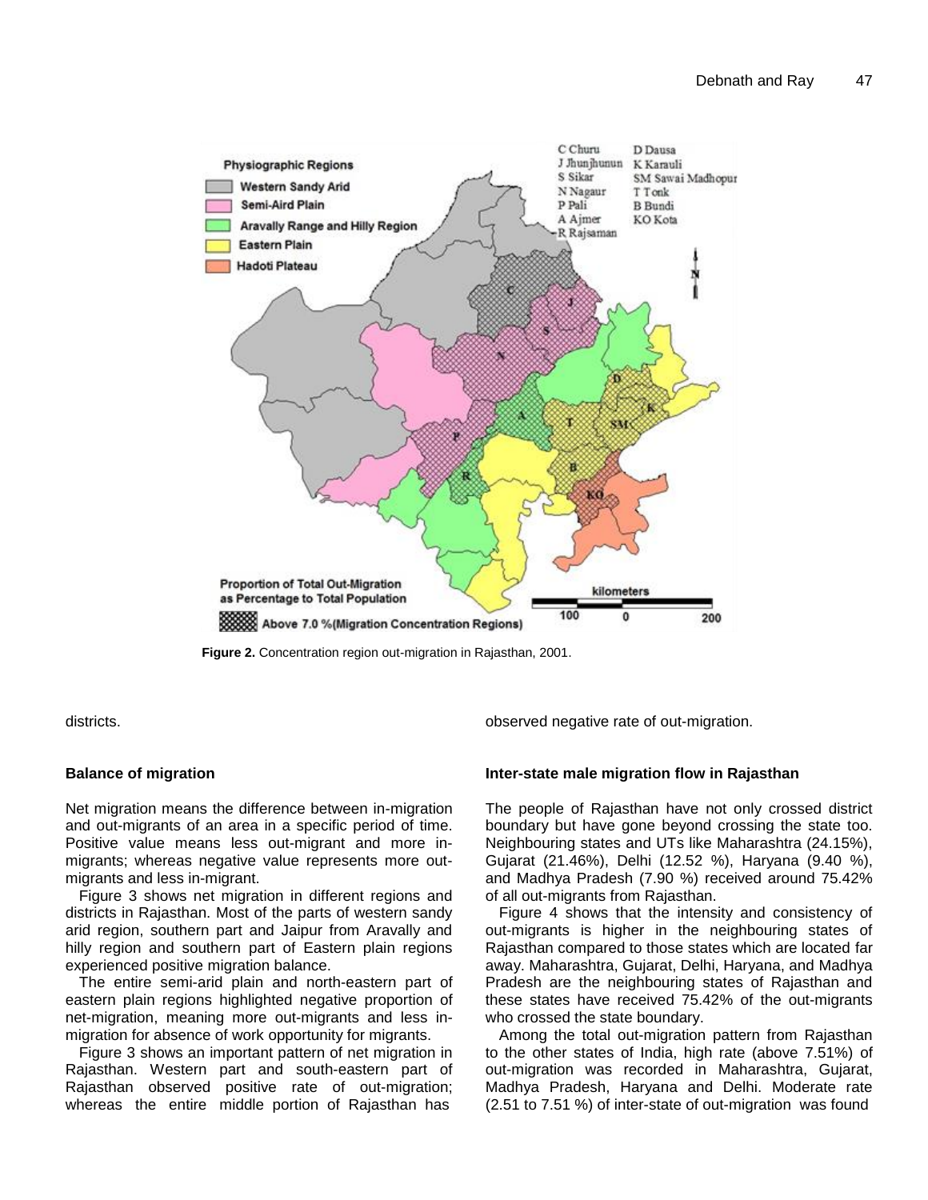Figure 2. Concentration region out-migration in Rasjasthan, 2001.

districts.

### Balance of migration

Net migration means the difference between in-migration and out-migrants of an area in a specific period of time. Positive value means less out-migrant and more in-migrants; whereas negative value represents more out-migrants and less in-migrant.

Figure 3 shows net migration in different regions and districts in Rajasthan. Most of the parts of western sandy arid region, southern part and Jaipur from Aravally and hilly region and southern part of Eastern plain regions experienced positive migration balance.

The entire semi-arid plain and north-eastern part of eastern plain regions highlighted negative proportion of net-migration, meaning more out-migrants and less in-migration for absence of work opportunity for migrants.

Figure 3 shows an important pattern of net migration in Rajasthan. Western part and south-eastern part of Rajasthan observed positive rate of out-migration; whereas the entire middle portion of Rajasthan has observed negative rate of out-migration.

### Inter-state male migration flow in Rajasthan

The people of Rajasthan have not only crossed district boundary but have gone beyond crossing the state too. Neighbouring states and UTs like Maharashtra (24.15%), Gujarat (21.46%), Delhi (12.52 %), Haryana (9.40 %), and Madhya Pradesh (7.90 %) received around 75.42% of all out-migrants from Rajasthan.

Figure 4 shows that the intensity and consistency of out-migrants is higher in the neighbouring states of Rajasthan compared to those states which are located far away. Maharashtra, Gujarat, Delhi, Haryana, and Madhya Pradesh are the neighbouring states of Rajasthan and these states have received 75.42% of the out-migrants who crossed the state boundary.

Among the total out-migration pattern from Rajasthan to the other states of India, high rate (above 7.51%) of out-migration was recorded in Maharashtra, Gujarat, Madhya Pradesh, Haryana and Delhi. Moderate rate (2.51 to 7.51 %) of inter-state of out-migration was found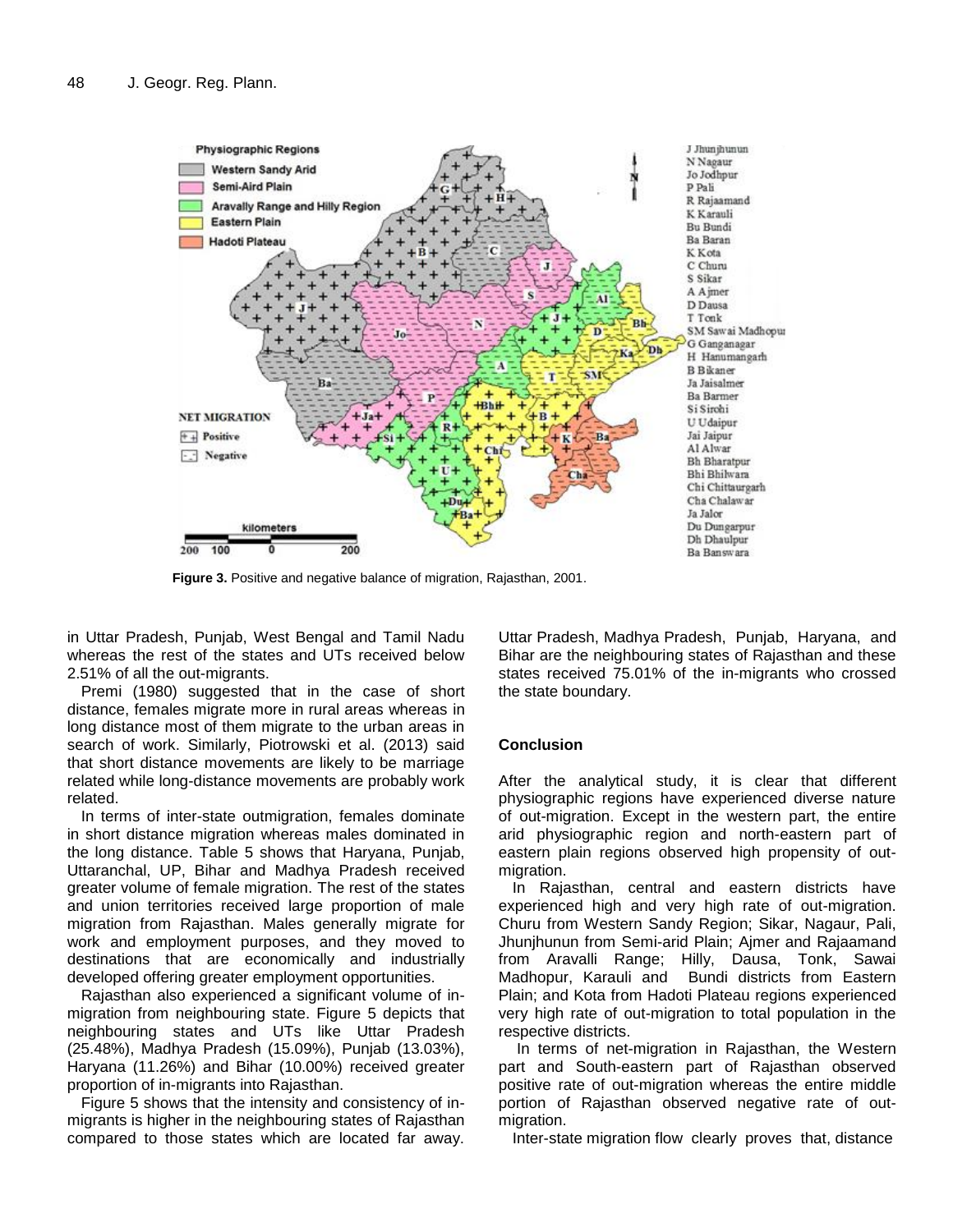**Figure 3.** Positive and negative balance of migration, Rajasthan, 2001.

in Uttar Pradesh, Punjab, West Bengal and Tamil Nadu whereas the rest of the states and UTs received below 2.51% of all the out-migrants.

Premi (1980) suggested that in the case of short distance, females migrate more in rural areas whereas in long distance most of them migrate to the urban areas in search of work. Similarly, Piotrowski et al. (2013) said that short distance movements are likely to be marriage related while long-distance movements are probably work related.

In terms of inter-state outmigration, females dominate in short distance migration whereas males dominated in the long distance. Table 5 shows that Haryana, Punjab, Uttaranchal, UP, Bihar and Madhya Pradesh received greater volume of female migration. The rest of the states and union territories received large proportion of male migration from Rajasthan. Males generally migrate for work and employment purposes, and they moved to destinations that are economically and industrially developed offering greater employment opportunities.

Rajasthan also experienced a significant volume of in-migration from neighbouring state. Figure 5 depicts that neighbouring states and UTs like Uttar Pradesh (25.48%), Madhya Pradesh (15.09%), Punjab (13.03%), Haryana (11.26%) and Bihar (10.00%) received greater proportion of in-migrants into Rajasthan.

Figure 5 shows that the intensity and consistency of in-migrants is higher in the neighbouring states of Rajasthan compared to those states which are located far away. Uttar Pradesh, Madhya Pradesh, Punjab, Haryana, and Bihar are the neighbouring states of Rajasthan and these states received 75.01% of the in-migrants who crossed the state boundary.

## Conclusion

After the analytical study, it is clear that different physiographic regions have experienced diverse nature of out-migration. Except in the western part, the entire arid physiographic region and north-eastern part of eastern plain regions observed high propensity of out-migration.

In Rajasthan, central and eastern districts have experienced high and very high rate of out-migration. Churu from Western Sandy Region; Sikar, Nagaur, Pali, Jhunjhunun from Semi-arid Plain; Ajmer and Rajaamand from Aravalli Range; Hilly, Dausa, Tonk, Sawai Madhopur, Karauli and Bundi districts from Eastern Plain; and Kota from Hadoti Plateau regions experienced very high rate of out-migration to total population in the respective districts.

In terms of net-migration in Rajasthan, the Western part and South-eastern part of Rajasthan observed positive rate of out-migration whereas the entire middle portion of Rajasthan observed negative rate of out-migration.

Inter-state migration flow clearly proves that, distance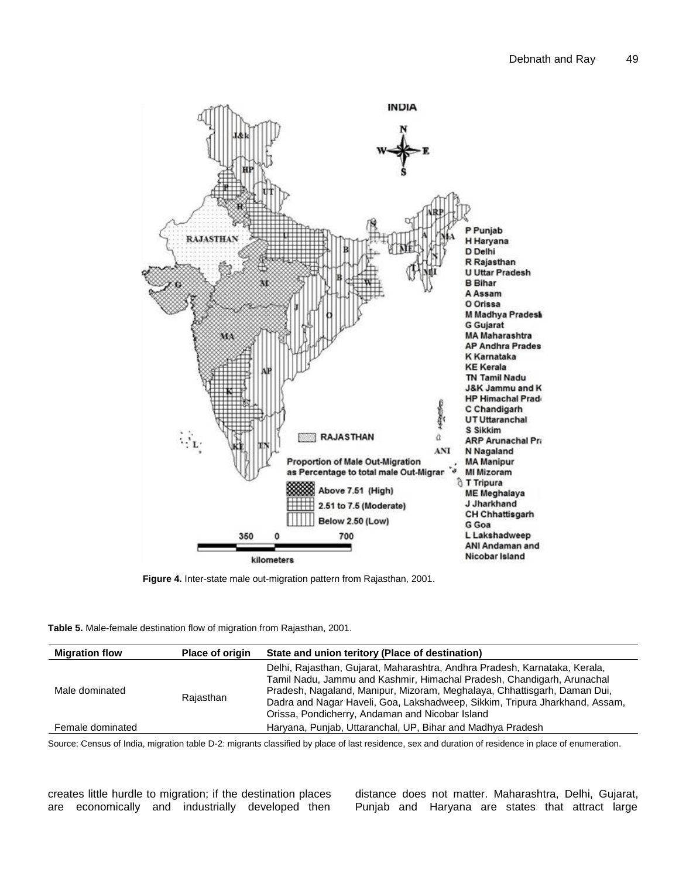**Figure 4.** Inter-state male out-migration pattern from Rajasthan, 2001.

**Table 5.** Male-female destination flow of migration from Rajasthan, 2001.

| Migration flow | Place of origin | State and union teritory (Place of destination) |
|---|---|---|
| Male dominated | Rajasthan | Delhi, Rajasthan, Gujarat, Maharashtra, Andhra Pradesh, Karnataka, Kerala, Tamil Nadu, Jammu and Kashmir, Himachal Pradesh, Chandigarh, Arunachal Pradesh, Nagaland, Manipur, Mizoram, Meghalaya, Chhattisgarh, Daman Dui, Dadra and Nagar Haveli, Goa, Lakshadweep, Sikkim, Tripura Jharkhand, Assam, Orissa, Pondicherry, Andaman and Nicobar Island |
| Female dominated | | Haryana, Punjab, Uttaranchal, UP, Bihar and Madhya Pradesh |

Source: Census of India, migration table D-2: migrants classified by place of last residence, sex and duration of residence in place of enumeration.

creates little hurdle to migration; if the destination places are economically and industrially developed then distance does not matter. Maharashtra, Delhi, Gujarat, Punjab and Haryana are states that attract large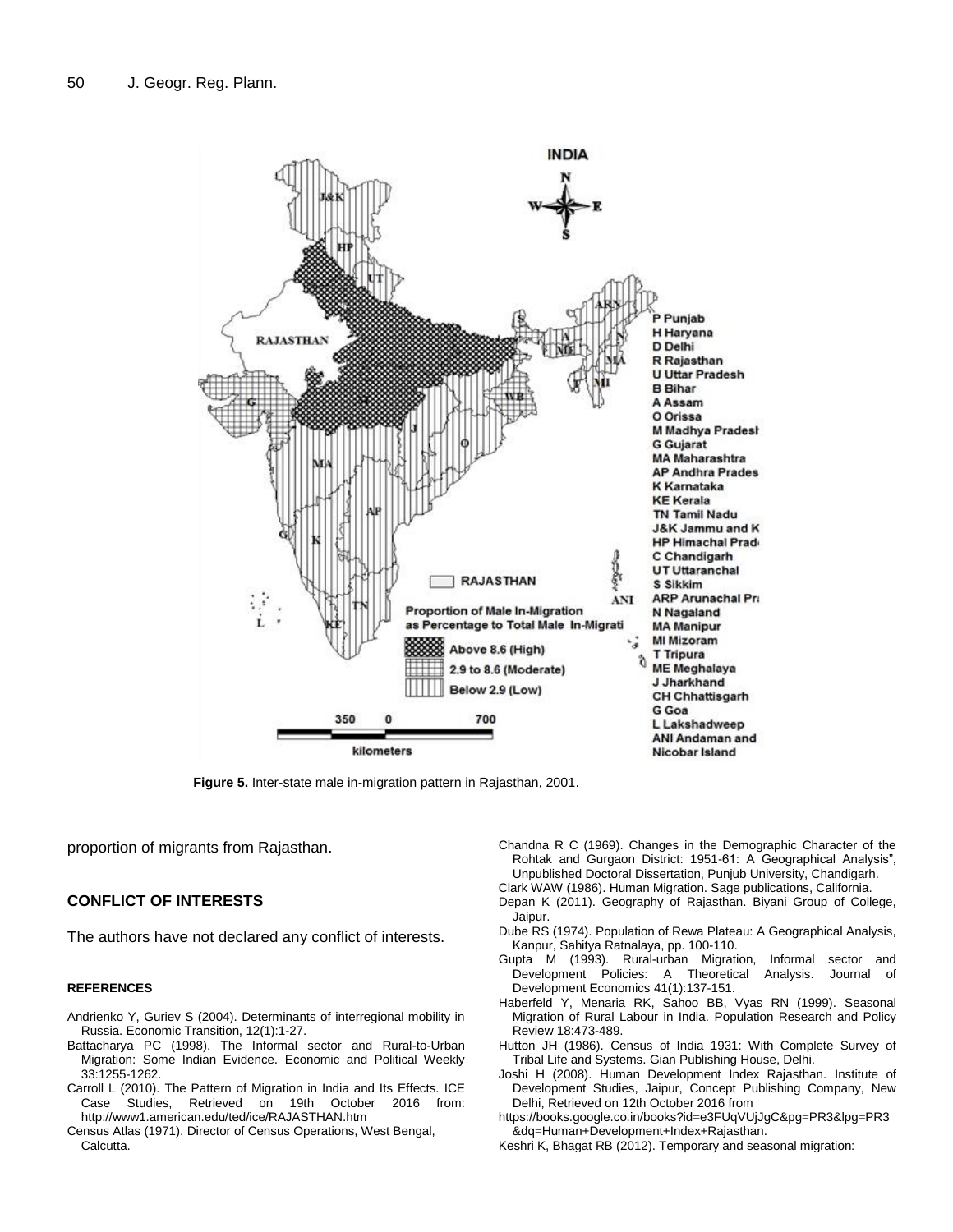**Figure 5.** Inter-state male in-migration pattern in Rajasthan, 2001.

proportion of migrants from Rajasthan.

## CONFLICT OF INTERESTS

The authors have not declared any conflict of interests.

### REFERENCES

Andrienko Y, Guriev S (2004). Determinants of interregional mobility in Russia. Economic Transition, 12(1):1-27.

Battacharya PC (1998). The Informal sector and Rural-to-Urban Migration: Some Indian Evidence. Economic and Political Weekly 33:1255-1262.

Carroll L (2010). The Pattern of Migration in India and Its Effects. ICE Case Studies, Retrieved on 19th October 2016 from: http://www1.american.edu/ted/ice/RAJASTHAN.htm

Census Atlas (1971). Director of Census Operations, West Bengal, Calcutta.

Chandna R C (1969). Changes in the Demographic Character of the Rohtak and Gurgaon District: 1951-61: A Geographical Analysis", Unpublished Doctoral Dissertation, Punjub University, Chandigarh.

Clark WAW (1986). Human Migration. Sage publications, California.

Depan K (2011). Geography of Rajasthan. Biyani Group of College, Jaipur.

Dube RS (1974). Population of Rewa Plateau: A Geographical Analysis, Kanpur, Sahitya Ratnalaya, pp. 100-110.

Gupta M (1993). Rural-urban Migration, Informal sector and Development Policies: A Theoretical Analysis. Journal of Development Economics 41(1):137-151.

Haberfeld Y, Menaria RK, Sahoo BB, Vyas RN (1999). Seasonal Migration of Rural Labour in India. Population Research and Policy Review 18:473-489.

Hutton JH (1986). Census of India 1931: With Complete Survey of Tribal Life and Systems. Gian Publishing House, Delhi.

Joshi H (2008). Human Development Index Rajasthan. Institute of Development Studies, Jaipur, Concept Publishing Company, New Delhi, Retrieved on 12th October 2016 from https://books.google.co.in/books?id=e3FUqVUjJgC&pg=PR3&lpg=PR3&dq=Human+Development+Index+Rajasthan.

Keshri K, Bhagat RB (2012). Temporary and seasonal migration: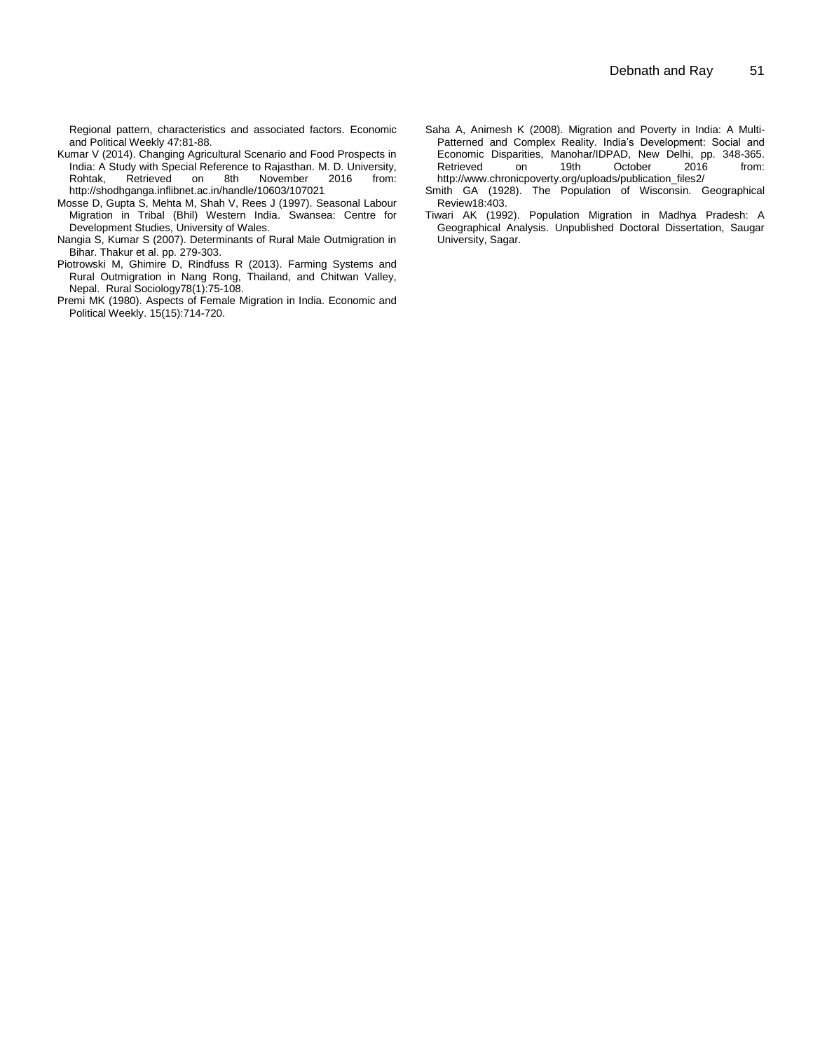Regional pattern, characteristics and associated factors. Economic and Political Weekly 47:81-88.

Kumar V (2014). Changing Agricultural Scenario and Food Prospects in India: A Study with Special Reference to Rajasthan. M. D. University, Rohtak, Retrieved on 8th November 2016 from: http://shodhganga.inflibnet.ac.in/handle/10603/107021

Mosse D, Gupta S, Mehta M, Shah V, Rees J (1997). Seasonal Labour Migration in Tribal (Bhil) Western India. Swansea: Centre for Development Studies, University of Wales.

Nangia S, Kumar S (2007). Determinants of Rural Male Outmigration in Bihar. Thakur et al. pp. 279-303.

Piotrowski M, Ghimire D, Rindfuss R (2013). Farming Systems and Rural Outmigration in Nang Rong, Thailand, and Chitwan Valley, Nepal. Rural Sociology78(1):75-108.

Premi MK (1980). Aspects of Female Migration in India. Economic and Political Weekly. 15(15):714-720.

Saha A, Animesh K (2008). Migration and Poverty in India: A Multi-Patterned and Complex Reality. India's Development: Social and Economic Disparities, Manohar/IDPAD, New Delhi, pp. 348-365. Retrieved on 19th October 2016 from: http://www.chronicpoverty.org/uploads/publication_files2/

Smith GA (1928). The Population of Wisconsin. Geographical Review18:403.

Tiwari AK (1992). Population Migration in Madhya Pradesh: A Geographical Analysis. Unpublished Doctoral Dissertation, Saugar University, Sagar.